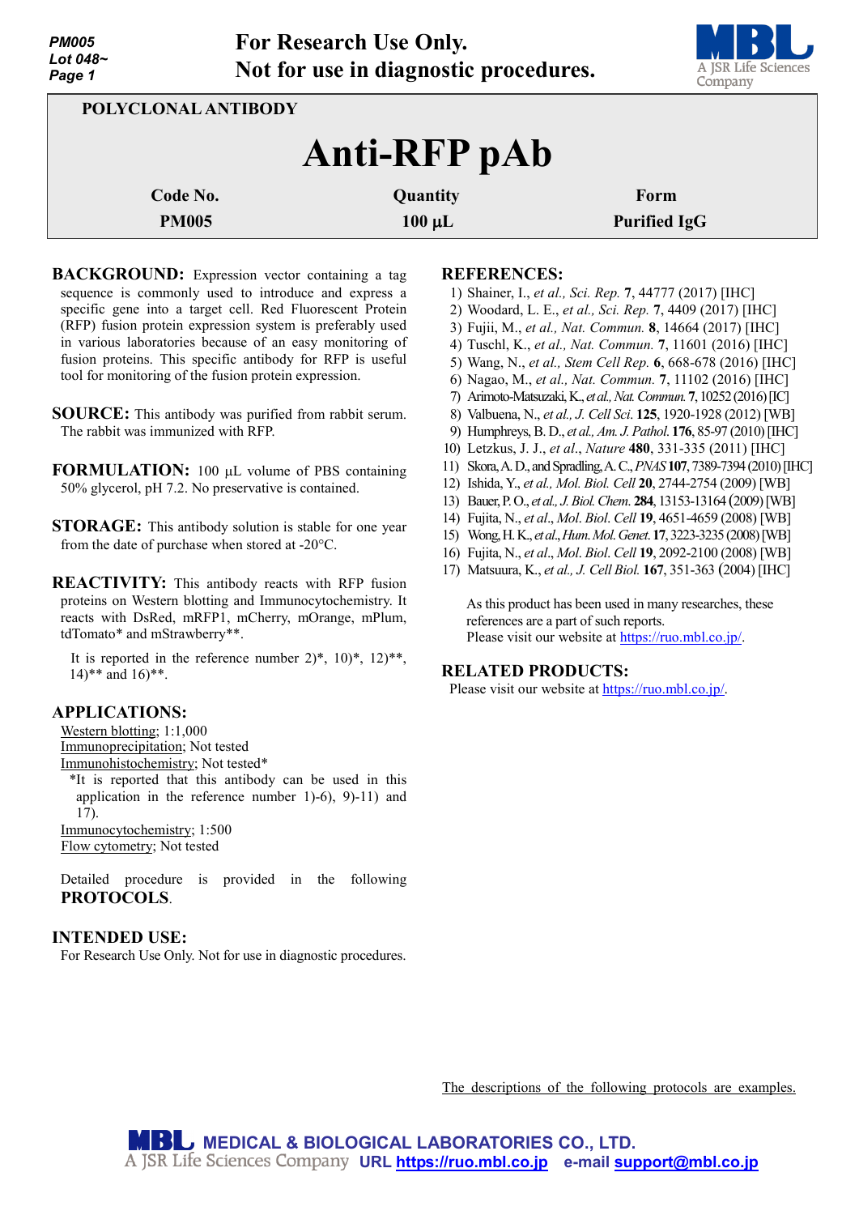**For Research Use Only.**
**Not for use in diagnostic procedures.**

**POLYCLONAL ANTIBODY**

# Anti-RFP pAb

| Code No. | Quantity | Form |
| --- | --- | --- |
| PM005 | 100 µL | Purified IgG |

**BACKGROUND:** Expression vector containing a tag sequence is commonly used to introduce and express a specific gene into a target cell. Red Fluorescent Protein (RFP) fusion protein expression system is preferably used in various laboratories because of an easy monitoring of fusion proteins. This specific antibody for RFP is useful tool for monitoring of the fusion protein expression.

**SOURCE:** This antibody was purified from rabbit serum. The rabbit was immunized with RFP.

**FORMULATION:** 100 µL volume of PBS containing 50% glycerol, pH 7.2. No preservative is contained.

**STORAGE:** This antibody solution is stable for one year from the date of purchase when stored at -20°C.

**REACTIVITY:** This antibody reacts with RFP fusion proteins on Western blotting and Immunocytochemistry. It reacts with DsRed, mRFP1, mCherry, mOrange, mPlum, tdTomato* and mStrawberry**.

It is reported in the reference number 2)*, 10)*, 12)**, 14)** and 16)**.

## APPLICATIONS:

Western blotting; 1:1,000
Immunoprecipitation; Not tested
Immunohistochemistry; Not tested*
*It is reported that this antibody can be used in this application in the reference number 1)-6), 9)-11) and 17).
Immunocytochemistry; 1:500
Flow cytometry; Not tested

Detailed procedure is provided in the following **PROTOCOLS**.

## INTENDED USE:

For Research Use Only. Not for use in diagnostic procedures.

## REFERENCES:

1) Shainer, I., *et al., Sci. Rep.* **7**, 44777 (2017) [IHC]
2) Woodard, L. E., *et al., Sci. Rep.* **7**, 4409 (2017) [IHC]
3) Fujii, M., *et al., Nat. Commun.* **8**, 14664 (2017) [IHC]
4) Tuschl, K., *et al., Nat. Commun.* **7**, 11601 (2016) [IHC]
5) Wang, N., *et al., Stem Cell Rep.* **6**, 668-678 (2016) [IHC]
6) Nagao, M., *et al., Nat. Commun.* **7**, 11102 (2016) [IHC]
7) Arimoto-Matsuzaki, K., *et al., Nat. Commun.* **7**, 10252 (2016) [IC]
8) Valbuena, N., *et al., J. Cell Sci.* **125**, 1920-1928 (2012) [WB]
9) Humphreys, B. D., *et al., Am. J. Pathol.* **176**, 85-97 (2010) [IHC]
10) Letzkus, J. J., *et al., Nature* **480**, 331-335 (2011) [IHC]
11) Skora, A. D., and Spradling, A. C., *PNAS* **107**, 7389-7394 (2010) [IHC]
12) Ishida, Y., *et al., Mol. Biol. Cell* **20**, 2744-2754 (2009) [WB]
13) Bauer, P. O., *et al., J. Biol. Chem.* **284**, 13153-13164 (2009) [WB]
14) Fujita, N., *et al., Mol. Biol. Cell* **19**, 4651-4659 (2008) [WB]
15) Wong, H. K., *et al., Hum. Mol. Genet.* **17**, 3223-3235 (2008) [WB]
16) Fujita, N., *et al., Mol. Biol. Cell* **19**, 2092-2100 (2008) [WB]
17) Matsuura, K., *et al., J. Cell Biol.* **167**, 351-363 (2004) [IHC]

As this product has been used in many researches, these references are a part of such reports.
Please visit our website at https://ruo.mbl.co.jp/.

## RELATED PRODUCTS:

Please visit our website at https://ruo.mbl.co.jp/.

The descriptions of the following protocols are examples.

MEDICAL & BIOLOGICAL LABORATORIES CO., LTD.
A JSR Life Sciences Company URL https://ruo.mbl.co.jp e-mail support@mbl.co.jp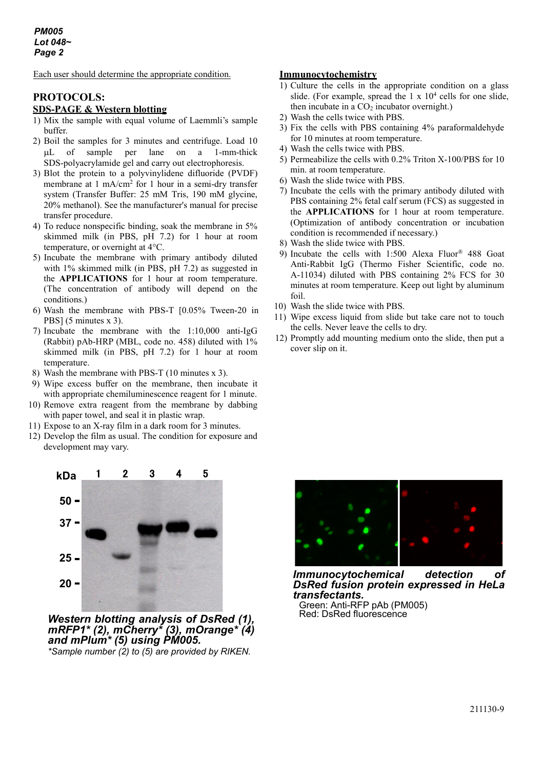Each user should determine the appropriate condition.

## PROTOCOLS:

### SDS-PAGE & Western blotting

1) Mix the sample with equal volume of Laemmli's sample buffer.
2) Boil the samples for 3 minutes and centrifuge. Load 10 μL of sample per lane on a 1-mm-thick SDS-polyacrylamide gel and carry out electrophoresis.
3) Blot the protein to a polyvinylidene difluoride (PVDF) membrane at 1 mA/cm$^2$ for 1 hour in a semi-dry transfer system (Transfer Buffer: 25 mM Tris, 190 mM glycine, 20% methanol). See the manufacturer's manual for precise transfer procedure.
4) To reduce nonspecific binding, soak the membrane in 5% skimmed milk (in PBS, pH 7.2) for 1 hour at room temperature, or overnight at 4°C.
5) Incubate the membrane with primary antibody diluted with 1% skimmed milk (in PBS, pH 7.2) as suggested in the **APPLICATIONS** for 1 hour at room temperature. (The concentration of antibody will depend on the conditions.)
6) Wash the membrane with PBS-T [0.05% Tween-20 in PBS] (5 minutes x 3).
7) Incubate the membrane with the 1:10,000 anti-IgG (Rabbit) pAb-HRP (MBL, code no. 458) diluted with 1% skimmed milk (in PBS, pH 7.2) for 1 hour at room temperature.
8) Wash the membrane with PBS-T (10 minutes x 3).
9) Wipe excess buffer on the membrane, then incubate it with appropriate chemiluminescence reagent for 1 minute.
10) Remove extra reagent from the membrane by dabbing with paper towel, and seal it in plastic wrap.
11) Expose to an X-ray film in a dark room for 3 minutes.
12) Develop the film as usual. The condition for exposure and development may vary.

kDa
1 2 3 4 5
50
37
25
20

***Western blotting analysis of DsRed (1), mRFP1\* (2), mCherry\* (3), mOrange\* (4) and mPlum\* (5) using PM005.***

*\*Sample number (2) to (5) are provided by RIKEN.*

### Immunocytochemistry

1) Culture the cells in the appropriate condition on a glass slide. (For example, spread the 1 x $10^4$ cells for one slide, then incubate in a $CO_2$ incubator overnight.)
2) Wash the cells twice with PBS.
3) Fix the cells with PBS containing 4% paraformaldehyde for 10 minutes at room temperature.
4) Wash the cells twice with PBS.
5) Permeabilize the cells with 0.2% Triton X-100/PBS for 10 min. at room temperature.
6) Wash the slide twice with PBS.
7) Incubate the cells with the primary antibody diluted with PBS containing 2% fetal calf serum (FCS) as suggested in the **APPLICATIONS** for 1 hour at room temperature. (Optimization of antibody concentration or incubation condition is recommended if necessary.)
8) Wash the slide twice with PBS.
9) Incubate the cells with 1:500 Alexa Fluor® 488 Goat Anti-Rabbit IgG (Thermo Fisher Scientific, code no. A-11034) diluted with PBS containing 2% FCS for 30 minutes at room temperature. Keep out light by aluminum foil.
10) Wash the slide twice with PBS.
11) Wipe excess liquid from slide but take care not to touch the cells. Never leave the cells to dry.
12) Promptly add mounting medium onto the slide, then put a cover slip on it.

***Immunocytochemical detection of DsRed fusion protein expressed in HeLa transfectants.***

Green: Anti-RFP pAb (PM005)
Red: DsRed fluorescence